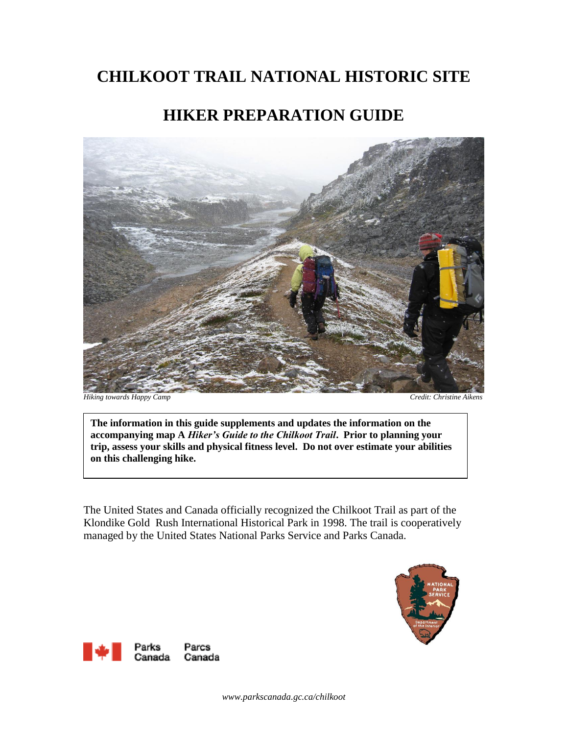# CHILKOOT TRAIL NATIONAL HISTORIC SITE

## HIKER PREPARATION GUIDE

*Hiking towards Happy Camp* *Credit: Christine Aikens*

**The information in this guide supplements and updates the information on the accompanying map A *Hiker's Guide to the Chilkoot Trail*. Prior to planning your trip, assess your skills and physical fitness level. Do not over estimate your abilities on this challenging hike.**

The United States and Canada officially recognized the Chilkoot Trail as part of the Klondike Gold Rush International Historical Park in 1998. The trail is cooperatively managed by the United States National Parks Service and Parks Canada.

NATIONAL PARK SERVICE
Department of the Interior

Parks Canada Parcs Canada

*www.parkscanada.gc.ca/chilkoot*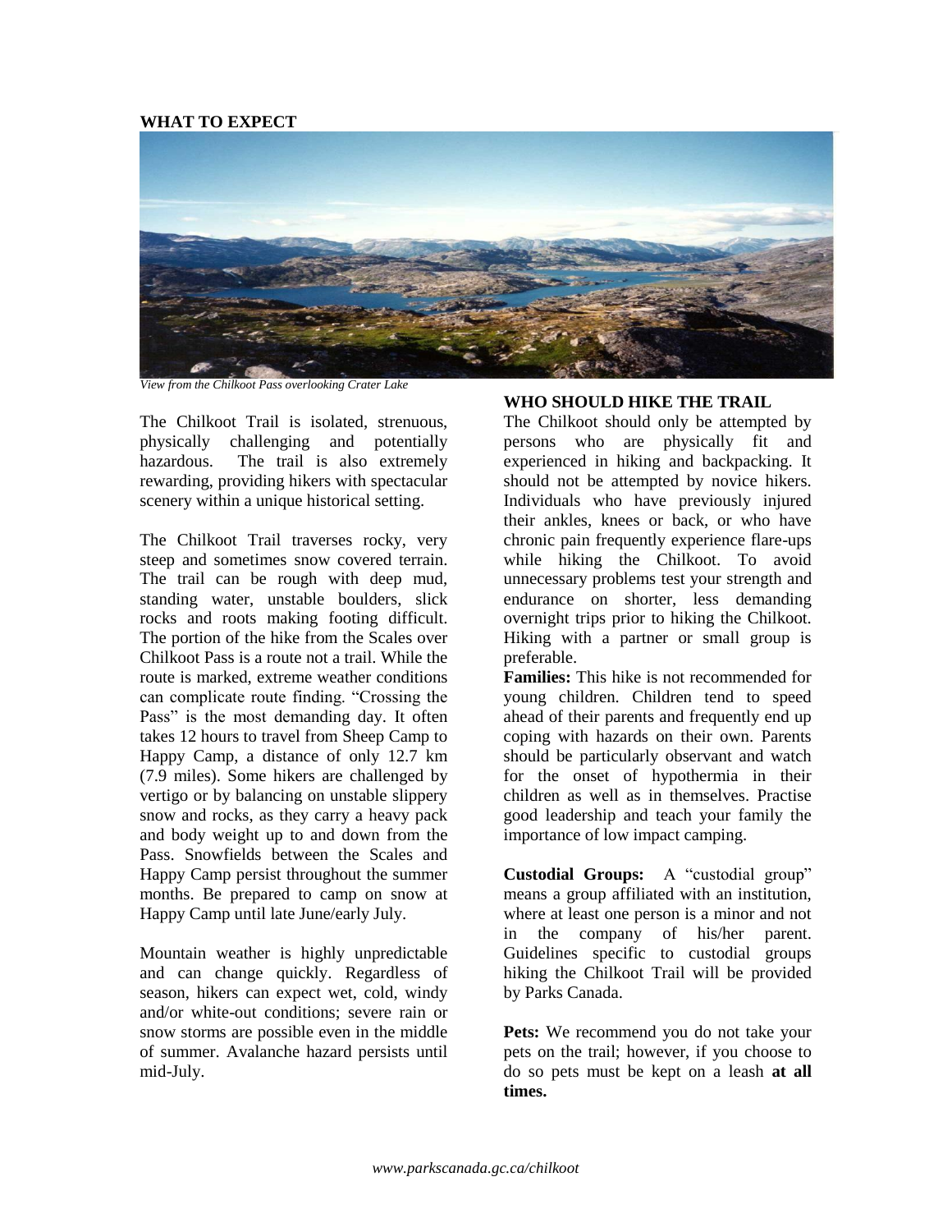## WHAT TO EXPECT

*View from the Chilkoot Pass overlooking Crater Lake*

The Chilkoot Trail is isolated, strenuous, physically challenging and potentially hazardous. The trail is also extremely rewarding, providing hikers with spectacular scenery within a unique historical setting.

The Chilkoot Trail traverses rocky, very steep and sometimes snow covered terrain. The trail can be rough with deep mud, standing water, unstable boulders, slick rocks and roots making footing difficult. The portion of the hike from the Scales over Chilkoot Pass is a route not a trail. While the route is marked, extreme weather conditions can complicate route finding. "Crossing the Pass" is the most demanding day. It often takes 12 hours to travel from Sheep Camp to Happy Camp, a distance of only 12.7 km (7.9 miles). Some hikers are challenged by vertigo or by balancing on unstable slippery snow and rocks, as they carry a heavy pack and body weight up to and down from the Pass. Snowfields between the Scales and Happy Camp persist throughout the summer months. Be prepared to camp on snow at Happy Camp until late June/early July.

Mountain weather is highly unpredictable and can change quickly. Regardless of season, hikers can expect wet, cold, windy and/or white-out conditions; severe rain or snow storms are possible even in the middle of summer. Avalanche hazard persists until mid-July.

## WHO SHOULD HIKE THE TRAIL

The Chilkoot should only be attempted by persons who are physically fit and experienced in hiking and backpacking. It should not be attempted by novice hikers. Individuals who have previously injured their ankles, knees or back, or who have chronic pain frequently experience flare-ups while hiking the Chilkoot. To avoid unnecessary problems test your strength and endurance on shorter, less demanding overnight trips prior to hiking the Chilkoot. Hiking with a partner or small group is preferable.

**Families:** This hike is not recommended for young children. Children tend to speed ahead of their parents and frequently end up coping with hazards on their own. Parents should be particularly observant and watch for the onset of hypothermia in their children as well as in themselves. Practise good leadership and teach your family the importance of low impact camping.

**Custodial Groups:** A "custodial group" means a group affiliated with an institution, where at least one person is a minor and not in the company of his/her parent. Guidelines specific to custodial groups hiking the Chilkoot Trail will be provided by Parks Canada.

**Pets:** We recommend you do not take your pets on the trail; however, if you choose to do so pets must be kept on a leash **at all times.**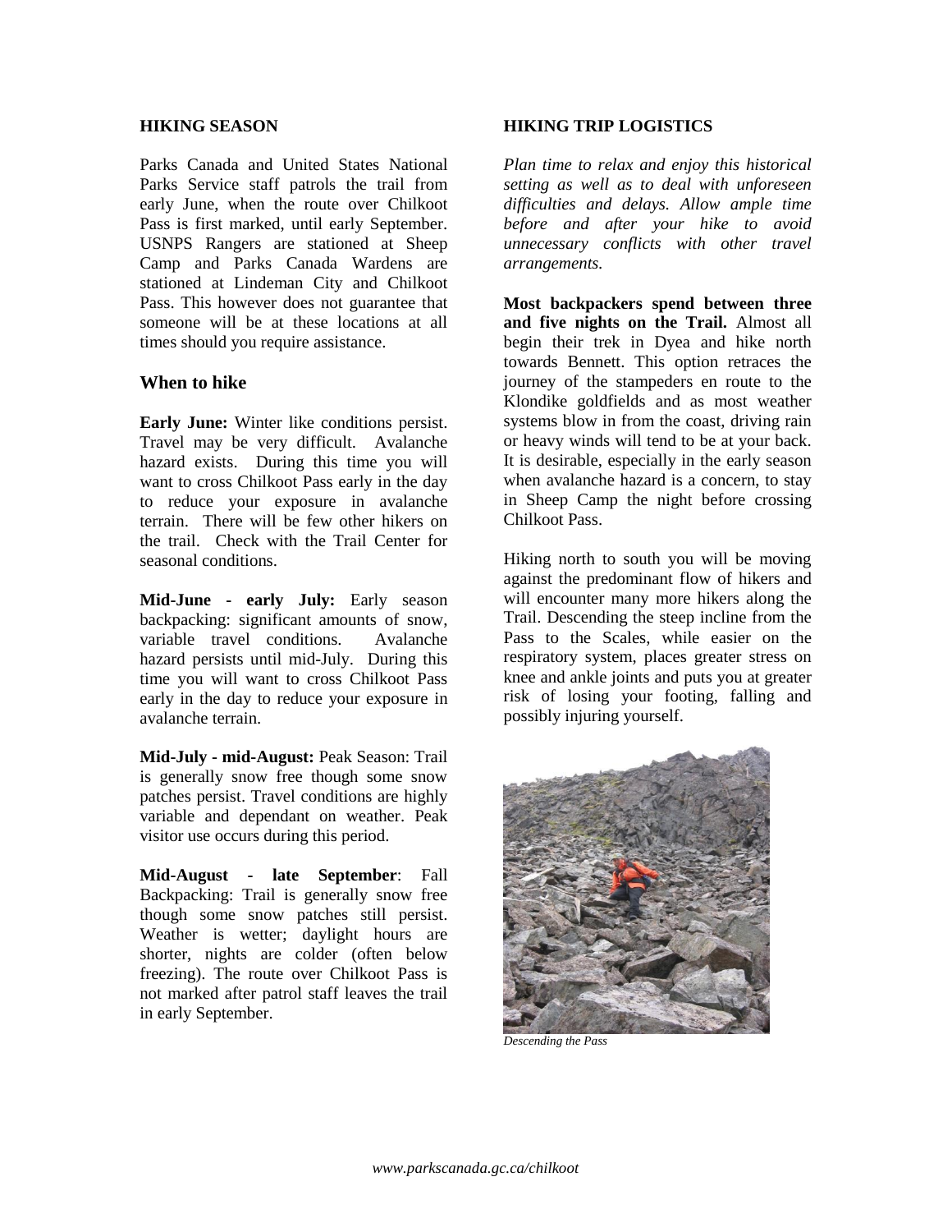## HIKING SEASON

Parks Canada and United States National Parks Service staff patrols the trail from early June, when the route over Chilkoot Pass is first marked, until early September. USNPS Rangers are stationed at Sheep Camp and Parks Canada Wardens are stationed at Lindeman City and Chilkoot Pass. This however does not guarantee that someone will be at these locations at all times should you require assistance.

### When to hike

**Early June:** Winter like conditions persist. Travel may be very difficult. Avalanche hazard exists. During this time you will want to cross Chilkoot Pass early in the day to reduce your exposure in avalanche terrain. There will be few other hikers on the trail. Check with the Trail Center for seasonal conditions.

**Mid-June - early July:** Early season backpacking: significant amounts of snow, variable travel conditions. Avalanche hazard persists until mid-July. During this time you will want to cross Chilkoot Pass early in the day to reduce your exposure in avalanche terrain.

**Mid-July - mid-August:** Peak Season: Trail is generally snow free though some snow patches persist. Travel conditions are highly variable and dependant on weather. Peak visitor use occurs during this period.

**Mid-August - late September**: Fall Backpacking: Trail is generally snow free though some snow patches still persist. Weather is wetter; daylight hours are shorter, nights are colder (often below freezing). The route over Chilkoot Pass is not marked after patrol staff leaves the trail in early September.

## HIKING TRIP LOGISTICS

*Plan time to relax and enjoy this historical setting as well as to deal with unforeseen difficulties and delays. Allow ample time before and after your hike to avoid unnecessary conflicts with other travel arrangements.*

**Most backpackers spend between three and five nights on the Trail.** Almost all begin their trek in Dyea and hike north towards Bennett. This option retraces the journey of the stampeders en route to the Klondike goldfields and as most weather systems blow in from the coast, driving rain or heavy winds will tend to be at your back. It is desirable, especially in the early season when avalanche hazard is a concern, to stay in Sheep Camp the night before crossing Chilkoot Pass.

Hiking north to south you will be moving against the predominant flow of hikers and will encounter many more hikers along the Trail. Descending the steep incline from the Pass to the Scales, while easier on the respiratory system, places greater stress on knee and ankle joints and puts you at greater risk of losing your footing, falling and possibly injuring yourself.

*Descending the Pass*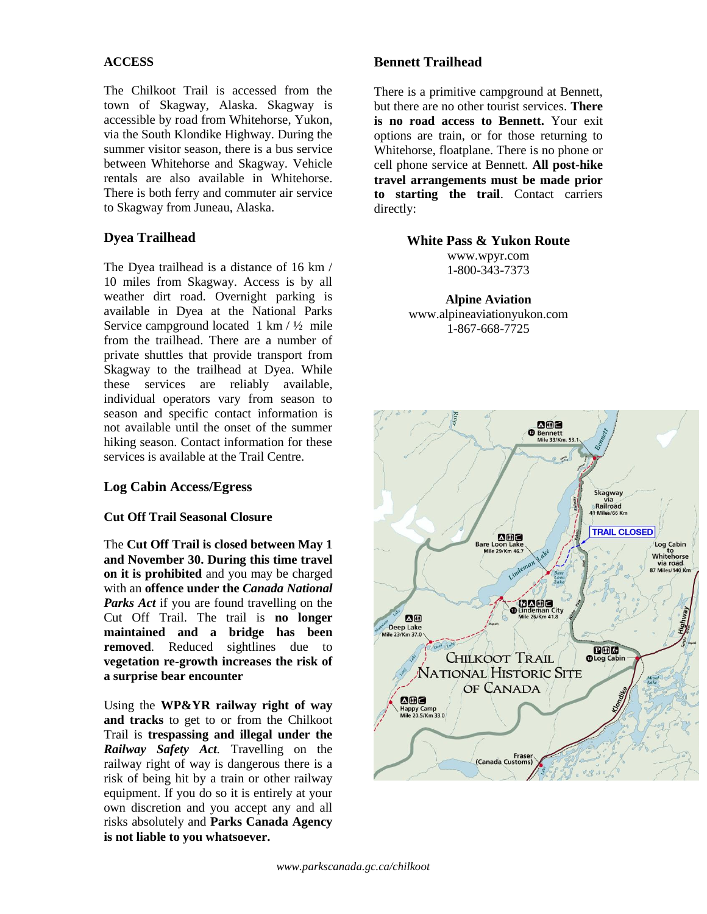## ACCESS

The Chilkoot Trail is accessed from the town of Skagway, Alaska. Skagway is accessible by road from Whitehorse, Yukon, via the South Klondike Highway. During the summer visitor season, there is a bus service between Whitehorse and Skagway. Vehicle rentals are also available in Whitehorse. There is both ferry and commuter air service to Skagway from Juneau, Alaska.

### Dyea Trailhead

The Dyea trailhead is a distance of 16 km / 10 miles from Skagway. Access is by all weather dirt road. Overnight parking is available in Dyea at the National Parks Service campground located 1 km / ½ mile from the trailhead. There are a number of private shuttles that provide transport from Skagway to the trailhead at Dyea. While these services are reliably available, individual operators vary from season to season and specific contact information is not available until the onset of the summer hiking season. Contact information for these services is available at the Trail Centre.

### Log Cabin Access/Egress

#### Cut Off Trail Seasonal Closure

The **Cut Off Trail is closed between May 1 and November 30. During this time travel on it is prohibited** and you may be charged with an **offence under the *Canada National Parks Act*** if you are found travelling on the Cut Off Trail. The trail is **no longer maintained and a bridge has been removed**. Reduced sightlines due to **vegetation re-growth increases the risk of a surprise bear encounter**

Using the **WP&YR railway right of way and tracks** to get to or from the Chilkoot Trail is **trespassing and illegal under the *Railway Safety Act*.** Travelling on the railway right of way is dangerous there is a risk of being hit by a train or other railway equipment. If you do so it is entirely at your own discretion and you accept any and all risks absolutely and **Parks Canada Agency is not liable to you whatsoever.**

### Bennett Trailhead

There is a primitive campground at Bennett, but there are no other tourist services. **There is no road access to Bennett.** Your exit options are train, or for those returning to Whitehorse, floatplane. There is no phone or cell phone service at Bennett. **All post-hike travel arrangements must be made prior to starting the trail**. Contact carriers directly:

**White Pass & Yukon Route**
www.wpyr.com
1-800-343-7373

**Alpine Aviation**
www.alpineaviationyukon.com
1-867-668-7725

Bennett
Mile 33/Km. 53.1
Skagway via Railroad
41 Miles/66 Km
TRAIL CLOSED
Bare Loon Lake
Mile 29/Km 46.7
Log Cabin to Whitehorse via road
87 Miles/140 Km
Lindeman City
Mile 26/Km 41.8
Deep Lake
Mile 23/Km 37.0
Log Cabin
CHILKOOT TRAIL
NATIONAL HISTORIC SITE
OF CANADA
Happy Camp
Mile 20.5/Km 33.0
Fraser
(Canada Customs)

www.parkscanada.gc.ca/chilkoot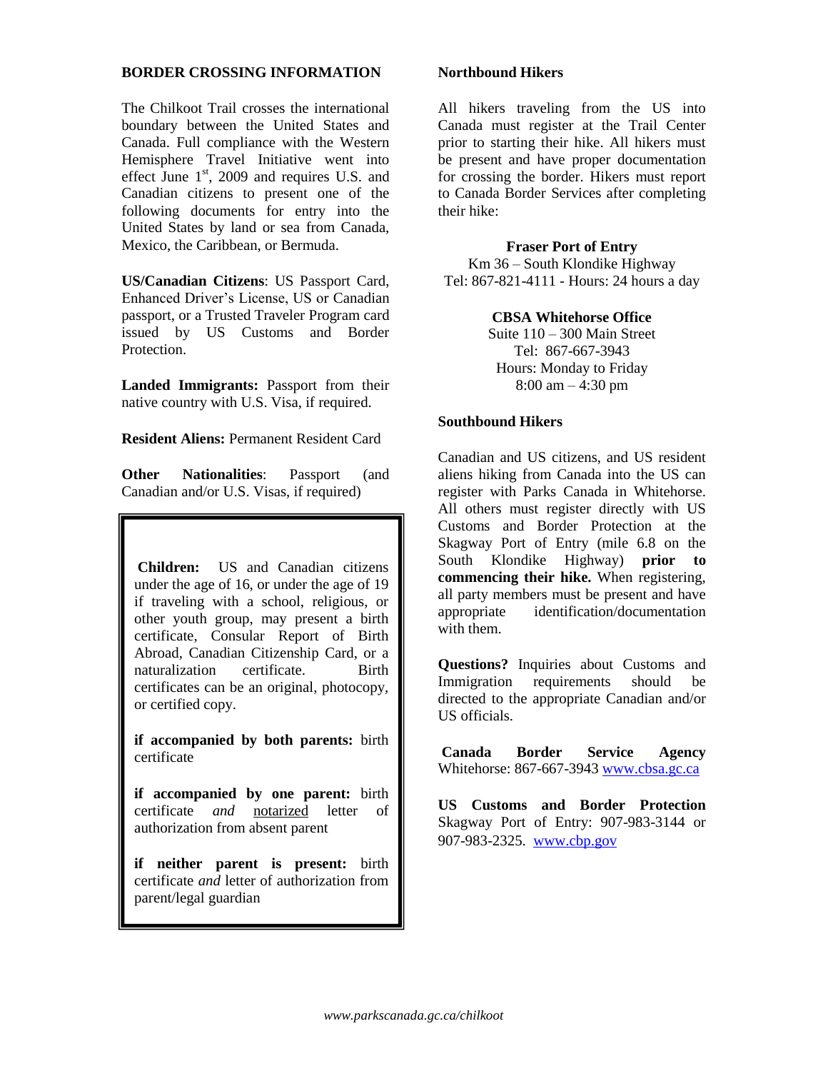## BORDER CROSSING INFORMATION

The Chilkoot Trail crosses the international boundary between the United States and Canada. Full compliance with the Western Hemisphere Travel Initiative went into effect June 1st, 2009 and requires U.S. and Canadian citizens to present one of the following documents for entry into the United States by land or sea from Canada, Mexico, the Caribbean, or Bermuda.

**US/Canadian Citizens**: US Passport Card, Enhanced Driver's License, US or Canadian passport, or a Trusted Traveler Program card issued by US Customs and Border Protection.

**Landed Immigrants:** Passport from their native country with U.S. Visa, if required.

**Resident Aliens:** Permanent Resident Card

**Other Nationalities**: Passport (and Canadian and/or U.S. Visas, if required)

**Children:** US and Canadian citizens under the age of 16, or under the age of 19 if traveling with a school, religious, or other youth group, may present a birth certificate, Consular Report of Birth Abroad, Canadian Citizenship Card, or a naturalization certificate. Birth certificates can be an original, photocopy, or certified copy.

**if accompanied by both parents:** birth certificate

**if accompanied by one parent:** birth certificate *and* notarized letter of authorization from absent parent

**if neither parent is present:** birth certificate *and* letter of authorization from parent/legal guardian

### Northbound Hikers

All hikers traveling from the US into Canada must register at the Trail Center prior to starting their hike. All hikers must be present and have proper documentation for crossing the border. Hikers must report to Canada Border Services after completing their hike:

**Fraser Port of Entry**
Km 36 – South Klondike Highway
Tel: 867-821-4111 - Hours: 24 hours a day

**CBSA Whitehorse Office**
Suite 110 – 300 Main Street
Tel: 867-667-3943
Hours: Monday to Friday
8:00 am – 4:30 pm

### Southbound Hikers

Canadian and US citizens, and US resident aliens hiking from Canada into the US can register with Parks Canada in Whitehorse. All others must register directly with US Customs and Border Protection at the Skagway Port of Entry (mile 6.8 on the South Klondike Highway) **prior to commencing their hike.** When registering, all party members must be present and have appropriate identification/documentation with them.

**Questions?** Inquiries about Customs and Immigration requirements should be directed to the appropriate Canadian and/or US officials.

**Canada Border Service Agency**
Whitehorse: 867-667-3943 www.cbsa.gc.ca

**US Customs and Border Protection**
Skagway Port of Entry: 907-983-3144 or 907-983-2325. www.cbp.gov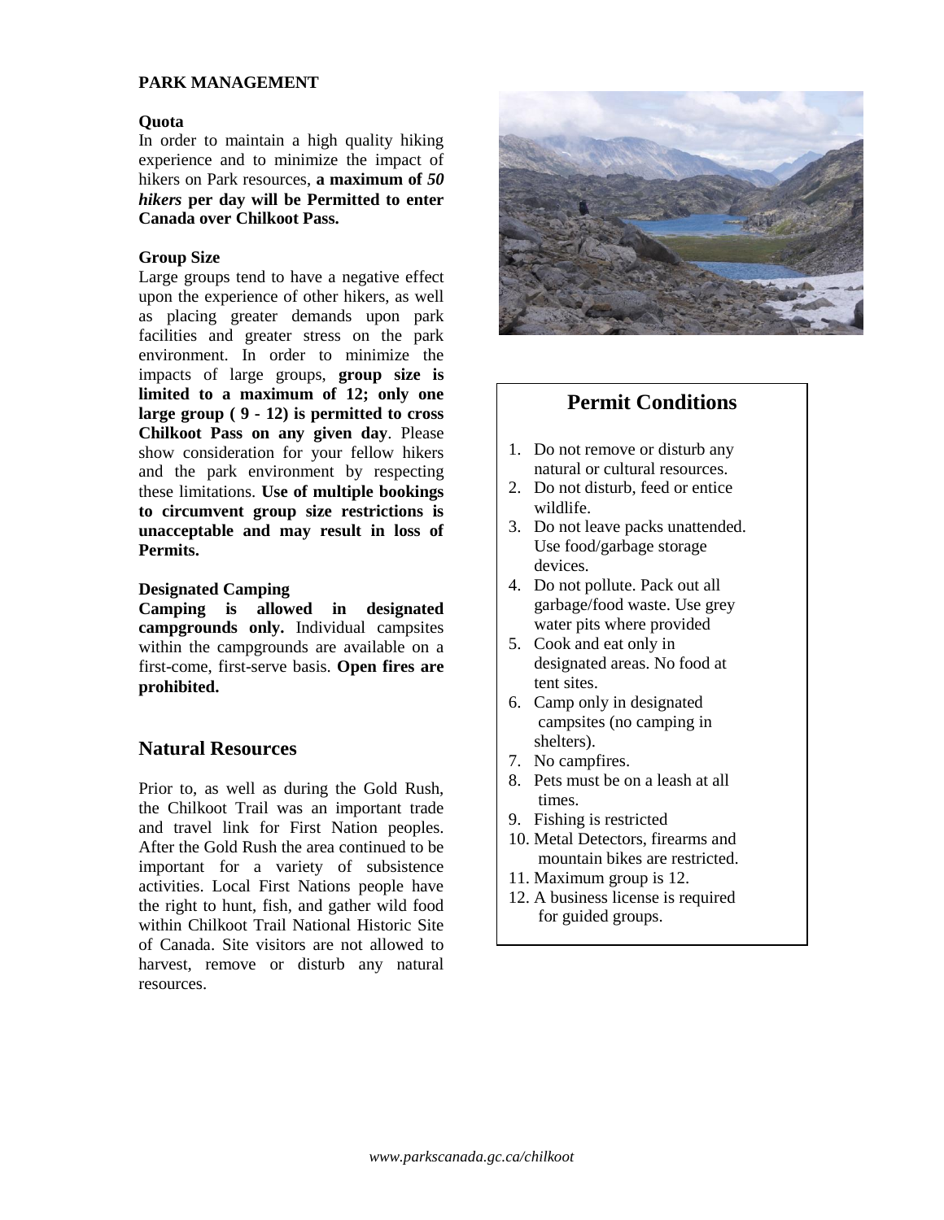**PARK MANAGEMENT**

**Quota**

In order to maintain a high quality hiking experience and to minimize the impact of hikers on Park resources, **a maximum of *50 hikers* per day will be Permitted to enter Canada over Chilkoot Pass.**

**Group Size**

Large groups tend to have a negative effect upon the experience of other hikers, as well as placing greater demands upon park facilities and greater stress on the park environment. In order to minimize the impacts of large groups, **group size is limited to a maximum of 12; only one large group ( 9 - 12) is permitted to cross Chilkoot Pass on any given day**. Please show consideration for your fellow hikers and the park environment by respecting these limitations. **Use of multiple bookings to circumvent group size restrictions is unacceptable and may result in loss of Permits.**

**Designated Camping**

**Camping is allowed in designated campgrounds only.** Individual campsites within the campgrounds are available on a first-come, first-serve basis. **Open fires are prohibited.**

## Natural Resources

Prior to, as well as during the Gold Rush, the Chilkoot Trail was an important trade and travel link for First Nation peoples. After the Gold Rush the area continued to be important for a variety of subsistence activities. Local First Nations people have the right to hunt, fish, and gather wild food within Chilkoot Trail National Historic Site of Canada. Site visitors are not allowed to harvest, remove or disturb any natural resources.

## Permit Conditions

1. Do not remove or disturb any natural or cultural resources.
2. Do not disturb, feed or entice wildlife.
3. Do not leave packs unattended. Use food/garbage storage devices.
4. Do not pollute. Pack out all garbage/food waste. Use grey water pits where provided
5. Cook and eat only in designated areas. No food at tent sites.
6. Camp only in designated campsites (no camping in shelters).
7. No campfires.
8. Pets must be on a leash at all times.
9. Fishing is restricted
10. Metal Detectors, firearms and mountain bikes are restricted.
11. Maximum group is 12.
12. A business license is required for guided groups.

*www.parkscanada.gc.ca/chilkoot*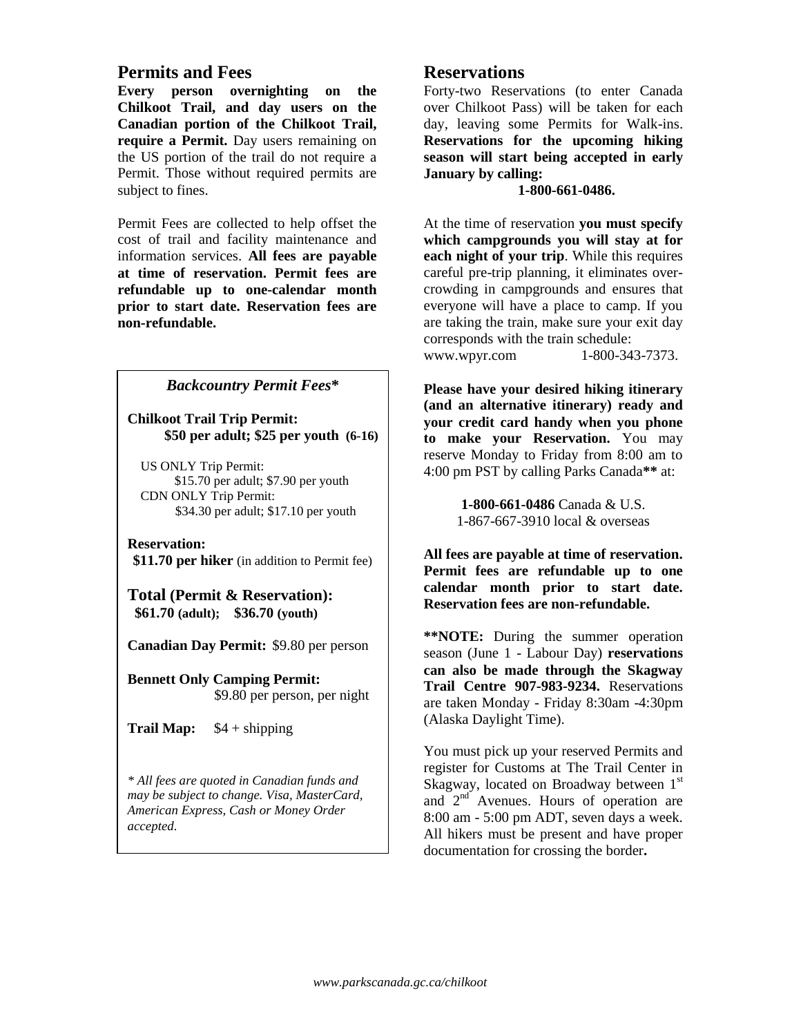## Permits and Fees

**Every person overnighting on the Chilkoot Trail, and day users on the Canadian portion of the Chilkoot Trail, require a Permit.** Day users remaining on the US portion of the trail do not require a Permit. Those without required permits are subject to fines.

Permit Fees are collected to help offset the cost of trail and facility maintenance and information services. **All fees are payable at time of reservation. Permit fees are refundable up to one-calendar month prior to start date. Reservation fees are non-refundable.**

### *Backcountry Permit Fees**

**Chilkoot Trail Trip Permit:**
**$50 per adult; $25 per youth (6-16)**

US ONLY Trip Permit:
$15.70 per adult; $7.90 per youth

CDN ONLY Trip Permit:
$34.30 per adult; $17.10 per youth

**Reservation:**
**$11.70 per hiker** (in addition to Permit fee)

**Total (Permit & Reservation):**
**$61.70 (adult); $36.70 (youth)**

**Canadian Day Permit:** $9.80 per person

**Bennett Only Camping Permit:**
$9.80 per person, per night

**Trail Map:** $4 + shipping

*\* All fees are quoted in Canadian funds and may be subject to change. Visa, MasterCard, American Express, Cash or Money Order accepted.*

## Reservations

Forty-two Reservations (to enter Canada over Chilkoot Pass) will be taken for each day, leaving some Permits for Walk-ins. **Reservations for the upcoming hiking season will start being accepted in early January by calling:**

**1-800-661-0486.**

At the time of reservation **you must specify which campgrounds you will stay at for each night of your trip**. While this requires careful pre-trip planning, it eliminates over-crowding in campgrounds and ensures that everyone will have a place to camp. If you are taking the train, make sure your exit day corresponds with the train schedule:
www.wpyr.com 1-800-343-7373.

**Please have your desired hiking itinerary (and an alternative itinerary) ready and your credit card handy when you phone to make your Reservation.** You may reserve Monday to Friday from 8:00 am to 4:00 pm PST by calling Parks Canada** at:

**1-800-661-0486** Canada & U.S.
1-867-667-3910 local & overseas

**All fees are payable at time of reservation. Permit fees are refundable up to one calendar month prior to start date. Reservation fees are non-refundable.**

****NOTE:** During the summer operation season (June 1 - Labour Day) **reservations can also be made through the Skagway Trail Centre 907-983-9234.** Reservations are taken Monday - Friday 8:30am -4:30pm (Alaska Daylight Time).

You must pick up your reserved Permits and register for Customs at The Trail Center in Skagway, located on Broadway between 1st and 2nd Avenues. Hours of operation are 8:00 am - 5:00 pm ADT, seven days a week. All hikers must be present and have proper documentation for crossing the border**.**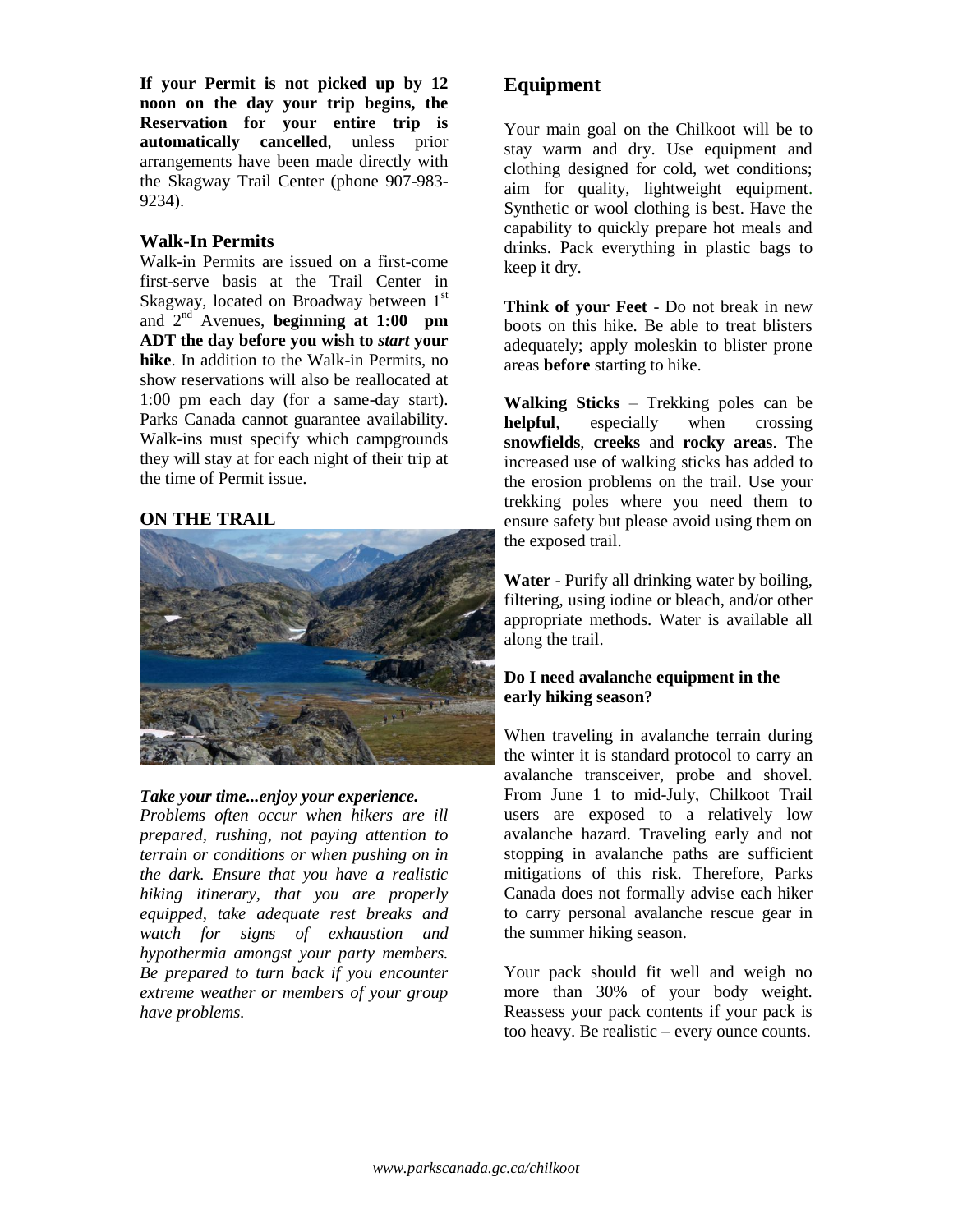**If your Permit is not picked up by 12 noon on the day your trip begins, the Reservation for your entire trip is automatically cancelled**, unless prior arrangements have been made directly with the Skagway Trail Center (phone 907-983-9234).

### Walk-In Permits

Walk-in Permits are issued on a first-come first-serve basis at the Trail Center in Skagway, located on Broadway between 1st and 2nd Avenues, **beginning at 1:00 pm ADT the day before you wish to *start* your hike**. In addition to the Walk-in Permits, no show reservations will also be reallocated at 1:00 pm each day (for a same-day start). Parks Canada cannot guarantee availability. Walk-ins must specify which campgrounds they will stay at for each night of their trip at the time of Permit issue.

### ON THE TRAIL

***Take your time...enjoy your experience.***

*Problems often occur when hikers are ill prepared, rushing, not paying attention to terrain or conditions or when pushing on in the dark. Ensure that you have a realistic hiking itinerary, that you are properly equipped, take adequate rest breaks and watch for signs of exhaustion and hypothermia amongst your party members. Be prepared to turn back if you encounter extreme weather or members of your group have problems.*

## Equipment

Your main goal on the Chilkoot will be to stay warm and dry. Use equipment and clothing designed for cold, wet conditions; aim for quality, lightweight equipment. Synthetic or wool clothing is best. Have the capability to quickly prepare hot meals and drinks. Pack everything in plastic bags to keep it dry.

**Think of your Feet** - Do not break in new boots on this hike. Be able to treat blisters adequately; apply moleskin to blister prone areas **before** starting to hike.

**Walking Sticks** – Trekking poles can be **helpful**, especially when crossing **snowfields**, **creeks** and **rocky areas**. The increased use of walking sticks has added to the erosion problems on the trail. Use your trekking poles where you need them to ensure safety but please avoid using them on the exposed trail.

**Water** - Purify all drinking water by boiling, filtering, using iodine or bleach, and/or other appropriate methods. Water is available all along the trail.

**Do I need avalanche equipment in the early hiking season?**

When traveling in avalanche terrain during the winter it is standard protocol to carry an avalanche transceiver, probe and shovel. From June 1 to mid-July, Chilkoot Trail users are exposed to a relatively low avalanche hazard. Traveling early and not stopping in avalanche paths are sufficient mitigations of this risk. Therefore, Parks Canada does not formally advise each hiker to carry personal avalanche rescue gear in the summer hiking season.

Your pack should fit well and weigh no more than 30% of your body weight. Reassess your pack contents if your pack is too heavy. Be realistic – every ounce counts.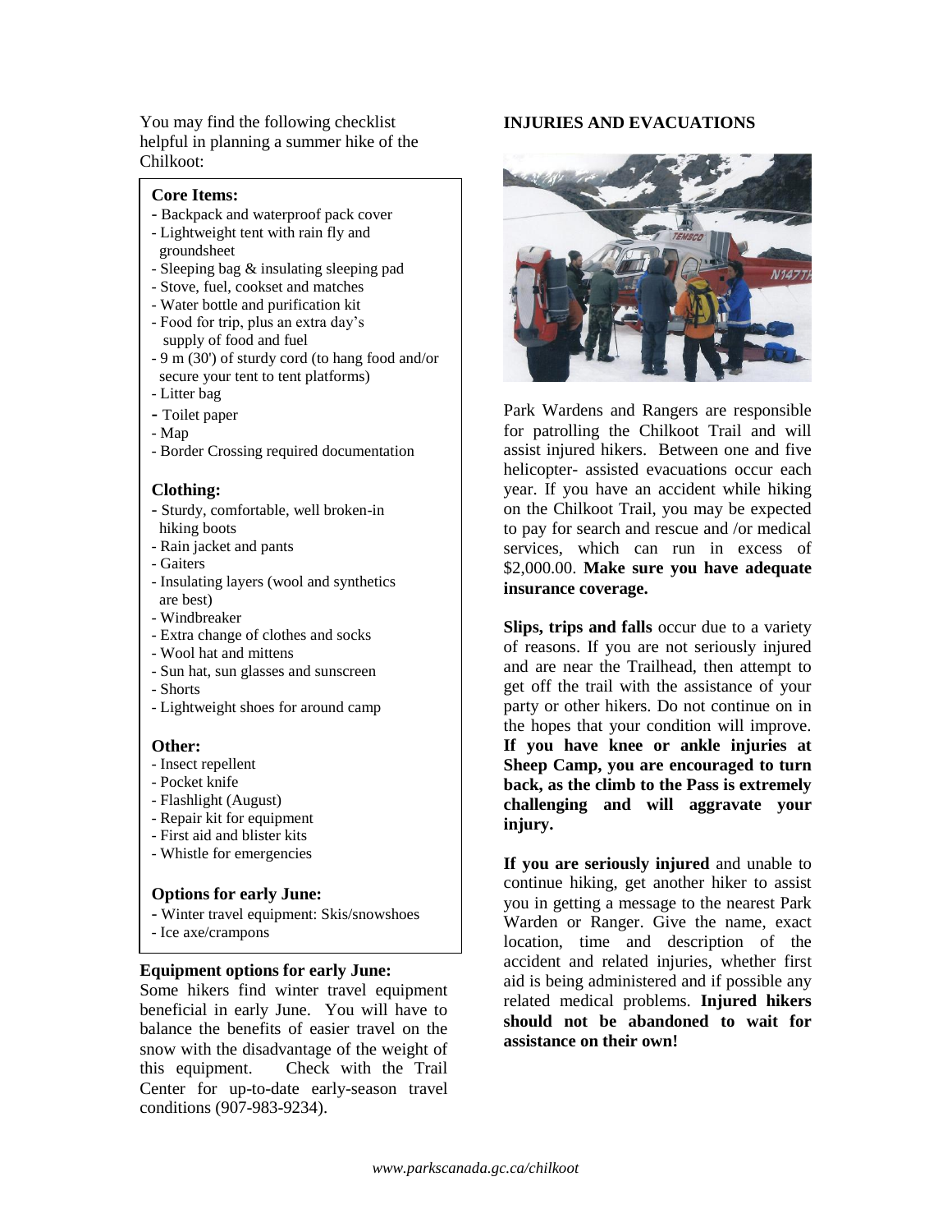You may find the following checklist helpful in planning a summer hike of the Chilkoot:

**Core Items:**

- Backpack and waterproof pack cover
- Lightweight tent with rain fly and groundsheet
- Sleeping bag & insulating sleeping pad
- Stove, fuel, cookset and matches
- Water bottle and purification kit
- Food for trip, plus an extra day's supply of food and fuel
- 9 m (30') of sturdy cord (to hang food and/or secure your tent to tent platforms)
- Litter bag
- Toilet paper
- Map
- Border Crossing required documentation

**Clothing:**

- Sturdy, comfortable, well broken-in hiking boots
- Rain jacket and pants
- Gaiters
- Insulating layers (wool and synthetics are best)
- Windbreaker
- Extra change of clothes and socks
- Wool hat and mittens
- Sun hat, sun glasses and sunscreen
- Shorts
- Lightweight shoes for around camp

**Other:**

- Insect repellent
- Pocket knife
- Flashlight (August)
- Repair kit for equipment
- First aid and blister kits
- Whistle for emergencies

**Options for early June:**

- Winter travel equipment: Skis/snowshoes
- Ice axe/crampons

**Equipment options for early June:**

Some hikers find winter travel equipment beneficial in early June. You will have to balance the benefits of easier travel on the snow with the disadvantage of the weight of this equipment. Check with the Trail Center for up-to-date early-season travel conditions (907-983-9234).

**INJURIES AND EVACUATIONS**

Park Wardens and Rangers are responsible for patrolling the Chilkoot Trail and will assist injured hikers. Between one and five helicopter- assisted evacuations occur each year. If you have an accident while hiking on the Chilkoot Trail, you may be expected to pay for search and rescue and /or medical services, which can run in excess of $2,000.00. **Make sure you have adequate insurance coverage.**

**Slips, trips and falls** occur due to a variety of reasons. If you are not seriously injured and are near the Trailhead, then attempt to get off the trail with the assistance of your party or other hikers. Do not continue on in the hopes that your condition will improve. **If you have knee or ankle injuries at Sheep Camp, you are encouraged to turn back, as the climb to the Pass is extremely challenging and will aggravate your injury.**

**If you are seriously injured** and unable to continue hiking, get another hiker to assist you in getting a message to the nearest Park Warden or Ranger. Give the name, exact location, time and description of the accident and related injuries, whether first aid is being administered and if possible any related medical problems. **Injured hikers should not be abandoned to wait for assistance on their own!**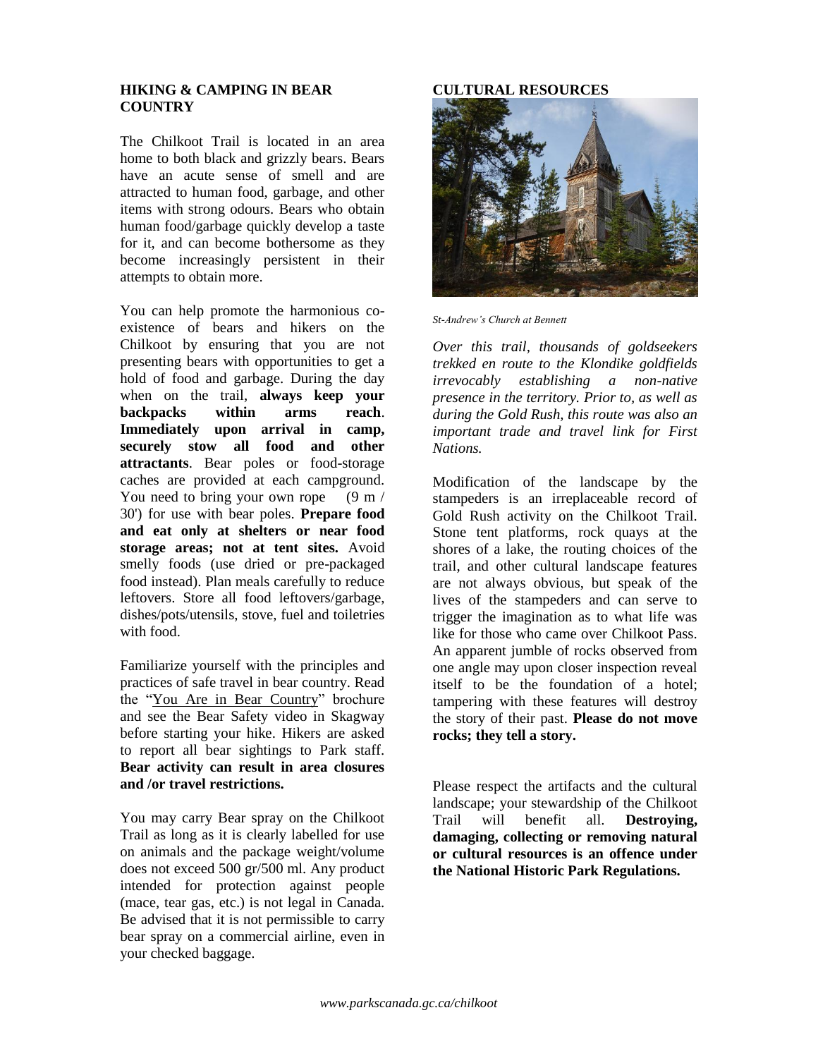## HIKING & CAMPING IN BEAR COUNTRY

The Chilkoot Trail is located in an area home to both black and grizzly bears. Bears have an acute sense of smell and are attracted to human food, garbage, and other items with strong odours. Bears who obtain human food/garbage quickly develop a taste for it, and can become bothersome as they become increasingly persistent in their attempts to obtain more.

You can help promote the harmonious co-existence of bears and hikers on the Chilkoot by ensuring that you are not presenting bears with opportunities to get a hold of food and garbage. During the day when on the trail, **always keep your backpacks within arms reach**. **Immediately upon arrival in camp, securely stow all food and other attractants**. Bear poles or food-storage caches are provided at each campground. You need to bring your own rope (9 m / 30') for use with bear poles. **Prepare food and eat only at shelters or near food storage areas; not at tent sites.** Avoid smelly foods (use dried or pre-packaged food instead). Plan meals carefully to reduce leftovers. Store all food leftovers/garbage, dishes/pots/utensils, stove, fuel and toiletries with food.

Familiarize yourself with the principles and practices of safe travel in bear country. Read the "You Are in Bear Country" brochure and see the Bear Safety video in Skagway before starting your hike. Hikers are asked to report all bear sightings to Park staff. **Bear activity can result in area closures and /or travel restrictions.**

You may carry Bear spray on the Chilkoot Trail as long as it is clearly labelled for use on animals and the package weight/volume does not exceed 500 gr/500 ml. Any product intended for protection against people (mace, tear gas, etc.) is not legal in Canada. Be advised that it is not permissible to carry bear spray on a commercial airline, even in your checked baggage.

## CULTURAL RESOURCES

*St-Andrew's Church at Bennett*

*Over this trail, thousands of goldseekers trekked en route to the Klondike goldfields irrevocably establishing a non-native presence in the territory. Prior to, as well as during the Gold Rush, this route was also an important trade and travel link for First Nations.*

Modification of the landscape by the stampeders is an irreplaceable record of Gold Rush activity on the Chilkoot Trail. Stone tent platforms, rock quays at the shores of a lake, the routing choices of the trail, and other cultural landscape features are not always obvious, but speak of the lives of the stampeders and can serve to trigger the imagination as to what life was like for those who came over Chilkoot Pass. An apparent jumble of rocks observed from one angle may upon closer inspection reveal itself to be the foundation of a hotel; tampering with these features will destroy the story of their past. **Please do not move rocks; they tell a story.**

Please respect the artifacts and the cultural landscape; your stewardship of the Chilkoot Trail will benefit all. **Destroying, damaging, collecting or removing natural or cultural resources is an offence under the National Historic Park Regulations.**

*www.parkscanada.gc.ca/chilkoot*